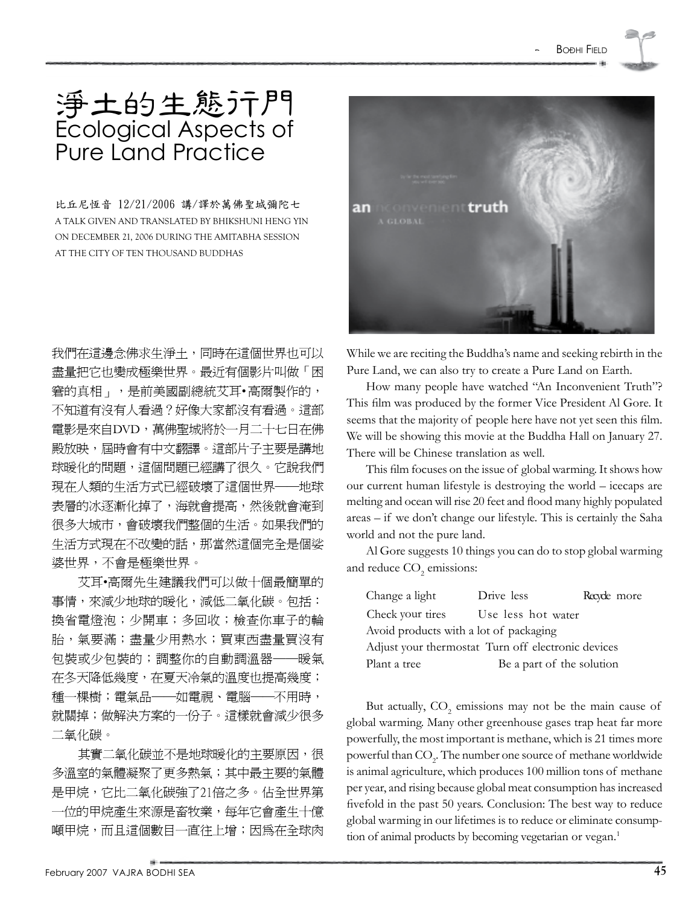# 淨土的生態行門
# Ecological Aspects of Pure Land Practice

比丘尼恆音 12/21/2006 講/譯於萬佛聖城彌陀七

A TALK GIVEN AND TRANSLATED BY BHIKSHUNI HENG YIN ON DECEMBER 21, 2006 DURING THE AMITABHA SESSION AT THE CITY OF TEN THOUSAND BUDDHAS

我們在這邊念佛求生淨土，同時在這個世界也可以盡量把它也變成極樂世界。最近有個影片叫做「困窘的真相」，是前美國副總統艾耳•高爾製作的，不知道有沒有人看過？好像大家都沒有看過。這部電影是來自DVD，萬佛聖城將於一月二十七日在佛殿放映，屆時會有中文翻譯。這部片子主要是講地球暖化的問題，這個問題已經講了很久。它說我們現在人類的生活方式已經破壞了這個世界——地球表層的冰逐漸化掉了，海就會提高，然後就會淹到很多大城市，會破壞我們整個的生活。如果我們的生活方式現在不改變的話，那當然這個完全是個娑婆世界，不會是極樂世界。

艾耳•高爾先生建議我們可以做十個最簡單的事情，來減少地球的暖化，減低二氧化碳。包括：換省電燈泡；少開車；多回收；檢查你車子的輪胎，氣要滿；盡量少用熱水；買東西盡量買沒有包裝或少包裝的；調整你的自動調溫器——暖氣在冬天降低幾度，在夏天冷氣的溫度也提高幾度；種一棵樹；電氣品——如電視、電腦——不用時，就關掉；做解決方案的一份子。這樣就會減少很多二氧化碳。

其實二氧化碳並不是地球暖化的主要原因，很多溫室的氣體凝聚了更多熱氣；其中最主要的氣體是甲烷，它比二氧化碳強了21倍之多。佔全世界第一位的甲烷產生來源是畜牧業，每年它會產生十億噸甲烷，而且這個數目一直往上增；因為在全球肉

While we are reciting the Buddha's name and seeking rebirth in the Pure Land, we can also try to create a Pure Land on Earth.

How many people have watched "An Inconvenient Truth"? This film was produced by the former Vice President Al Gore. It seems that the majority of people here have not yet seen this film. We will be showing this movie at the Buddha Hall on January 27. There will be Chinese translation as well.

This film focuses on the issue of global warming. It shows how our current human lifestyle is destroying the world – icecaps are melting and ocean will rise 20 feet and flood many highly populated areas – if we don't change our lifestyle. This is certainly the Saha world and not the pure land.

Al Gore suggests 10 things you can do to stop global warming and reduce $CO_2$ emissions:

- Change a light
- Drive less
- Recycle more
- Check your tires
- Use less hot water
- Avoid products with a lot of packaging
- Adjust your thermostat
- Turn off electronic devices
- Plant a tree
- Be a part of the solution

But actually, $CO_2$ emissions may not be the main cause of global warming. Many other greenhouse gases trap heat far more powerfully, the most important is methane, which is 21 times more powerful than $CO_2$. The number one source of methane worldwide is animal agriculture, which produces 100 million tons of methane per year, and rising because global meat consumption has increased fivefold in the past 50 years. Conclusion: The best way to reduce global warming in our lifetimes is to reduce or eliminate consumption of animal products by becoming vegetarian or vegan.[1]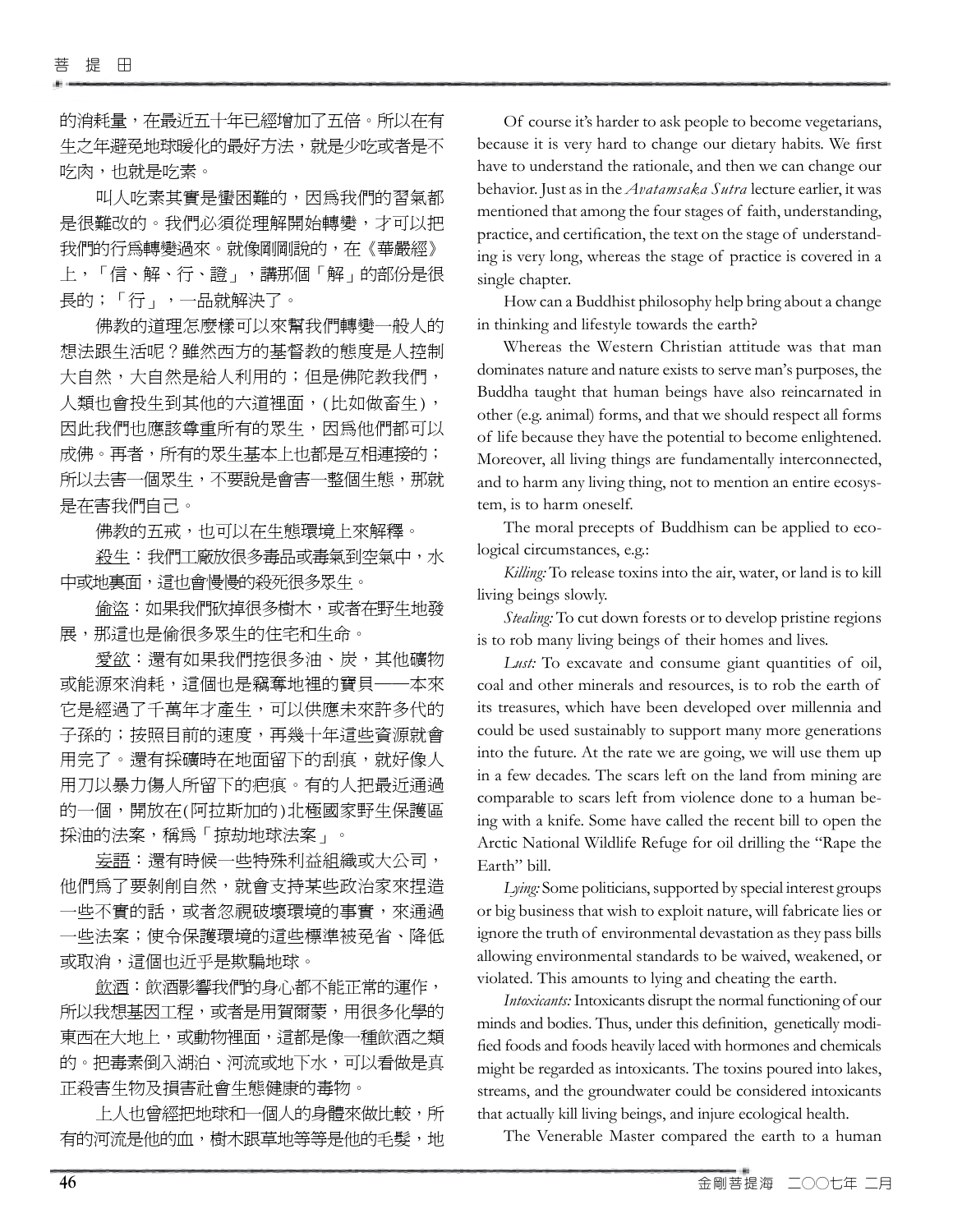的消耗量，在最近五十年已經增加了五倍。所以在有生之年避免地球暖化的最好方法，就是少吃或者是不吃肉，也就是吃素。

叫人吃素其實是蠻困難的，因為我們的習氣都是很難改的。我們必須從理解開始轉變，才可以把我們的行為轉變過來。就像剛剛說的，在《華嚴經》上，「信、解、行、證」，講那個「解」的部份是很長的；「行」，一品就解決了。

佛教的道理怎麼樣可以來幫我們轉變一般人的想法跟生活呢？雖然西方的基督教的態度是人控制大自然，大自然是給人利用的；但是佛陀教我們，人類也會投生到其他的六道裡面，(比如做畜生)，因此我們也應該尊重所有的眾生，因為他們都可以成佛。再者，所有的眾生基本上也都是互相連接的；所以去害一個眾生，不要說是會害一整個生態，那就是在害我們自己。

佛教的五戒，也可以在生態環境上來解釋。

殺生：我們工廠放很多毒品或毒氣到空氣中，水中或地裏面，這也會慢慢的殺死很多眾生。

偷盜：如果我們砍掉很多樹木，或者在野生地發展，那這也是偷很多眾生的住宅和生命。

愛欲：還有如果我們挖很多油、炭，其他礦物或能源來消耗，這個也是竊奪地裡的寶貝——本來它是經過了千萬年才產生，可以供應未來許多代的子孫的；按照目前的速度，再幾十年這些資源就會用完了。還有採礦時在地面留下的刮痕，就好像人用刀以暴力傷人所留下的疤痕。有的人把最近通過的一個，開放在(阿拉斯加的)北極國家野生保護區採油的法案，稱為「掠劫地球法案」。

妄語：還有時候一些特殊利益組織或大公司，他們為了要剝削自然，就會支持某些政治家來捏造一些不實的話，或者忽視破壞環境的事實，來通過一些法案；使令保護環境的這些標準被免省、降低或取消，這個也近乎是欺騙地球。

飲酒：飲酒影響我們的身心都不能正常的運作，所以我想基因工程，或者是用賀爾蒙，用很多化學的東西在大地上，或動物裡面，這都是像一種飲酒之類的。把毒素倒入湖泊、河流或地下水，可以看做是真正殺害生物及損害社會生態健康的毒物。

上人也曾經把地球和一個人的身體來做比較，所有的河流是他的血，樹木跟草地等等是他的毛髮，地

Of course it's harder to ask people to become vegetarians, because it is very hard to change our dietary habits. We first have to understand the rationale, and then we can change our behavior. Just as in the *Avatamsaka Sutra* lecture earlier, it was mentioned that among the four stages of faith, understanding, practice, and certification, the text on the stage of understanding is very long, whereas the stage of practice is covered in a single chapter.

How can a Buddhist philosophy help bring about a change in thinking and lifestyle towards the earth?

Whereas the Western Christian attitude was that man dominates nature and nature exists to serve man's purposes, the Buddha taught that human beings have also reincarnated in other (e.g. animal) forms, and that we should respect all forms of life because they have the potential to become enlightened. Moreover, all living things are fundamentally interconnected, and to harm any living thing, not to mention an entire ecosystem, is to harm oneself.

The moral precepts of Buddhism can be applied to ecological circumstances, e.g.:

*Killing:* To release toxins into the air, water, or land is to kill living beings slowly.

*Stealing:* To cut down forests or to develop pristine regions is to rob many living beings of their homes and lives.

*Lust:* To excavate and consume giant quantities of oil, coal and other minerals and resources, is to rob the earth of its treasures, which have been developed over millennia and could be used sustainably to support many more generations into the future. At the rate we are going, we will use them up in a few decades. The scars left on the land from mining are comparable to scars left from violence done to a human being with a knife. Some have called the recent bill to open the Arctic National Wildlife Refuge for oil drilling the "Rape the Earth" bill.

*Lying:* Some politicians, supported by special interest groups or big business that wish to exploit nature, will fabricate lies or ignore the truth of environmental devastation as they pass bills allowing environmental standards to be waived, weakened, or violated. This amounts to lying and cheating the earth.

*Intoxicants:* Intoxicants disrupt the normal functioning of our minds and bodies. Thus, under this definition, genetically modified foods and foods heavily laced with hormones and chemicals might be regarded as intoxicants. The toxins poured into lakes, streams, and the groundwater could be considered intoxicants that actually kill living beings, and injure ecological health.

The Venerable Master compared the earth to a human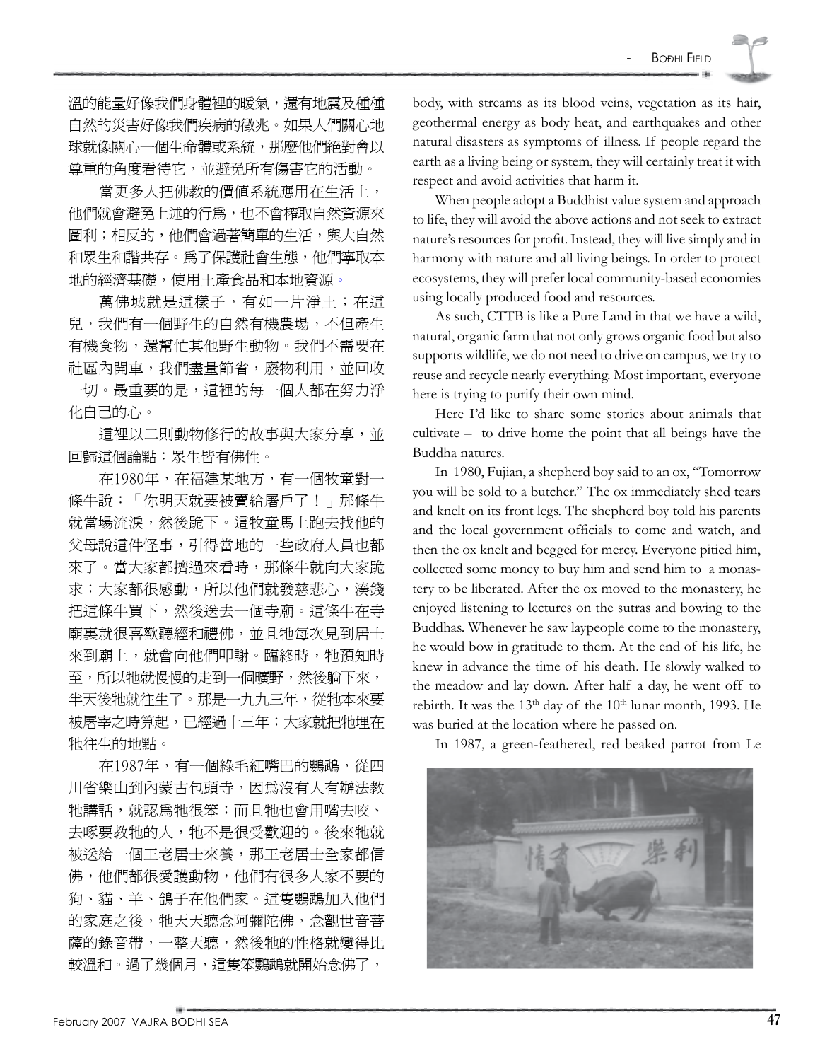溫的能量好像我們身體裡的暖氣，還有地震及種種自然的災害好像我們疾病的徵兆。如果人們關心地球就像關心一個生命體或系統，那麼他們絕對會以尊重的角度看待它，並避免所有傷害它的活動。

當更多人把佛教的價值系統應用在生活上，他們就會避免上述的行爲，也不會榨取自然資源來圖利；相反的，他們會過著簡單的生活，與大自然和眾生和諧共存。爲了保護社會生態，他們寧取本地的經濟基礎，使用土產食品和本地資源。

萬佛城就是這樣子，有如一片淨土；在這兒，我們有一個野生的自然有機農場，不但產生有機食物，還幫忙其他野生動物。我們不需要在社區內開車，我們盡量節省，廢物利用，並回收一切。最重要的是，這裡的每一個人都在努力淨化自己的心。

這裡以二則動物修行的故事與大家分享，並回歸這個論點：眾生皆有佛性。

在1980年，在福建某地方，有一個牧童對一條牛說：「你明天就要被賣給屠戶了！」那條牛就當場流淚，然後跪下。這牧童馬上跑去找他的父母說這件怪事，引得當地的一些政府人員也都來了。當大家都擠過來看時，那條牛就向大家跪求；大家都很感動，所以他們就發慈悲心，湊錢把這條牛買下，然後送去一個寺廟。這條牛在寺廟裏就很喜歡聽經和禮佛，並且牠每次見到居士來到廟上，就會向他們叩謝。臨終時，牠預知時至，所以牠就慢慢的走到一個曠野，然後躺下來，半天後牠就往生了。那是一九九三年，從牠本來要被屠宰之時算起，已經過十三年；大家就把牠埋在牠往生的地點。

在1987年，有一個綠毛紅嘴巴的鸚鵡，從四川省樂山到內蒙古包頭寺，因爲沒有人有辦法教牠講話，就認爲牠很笨；而且牠也會用嘴去咬、去啄要教牠的人，牠不是很受歡迎的。後來牠就被送給一個王老居士來養，那王老居士全家都信佛，他們都很愛護動物，他們有很多人家不要的狗、貓、羊、鴿子在他們家。這隻鸚鵡加入他們的家庭之後，牠天天聽念阿彌陀佛，念觀世音菩薩的錄音帶，一整天聽，然後牠的性格就變得比較溫和。過了幾個月，這隻笨鸚鵡就開始念佛了，

body, with streams as its blood veins, vegetation as its hair, geothermal energy as body heat, and earthquakes and other natural disasters as symptoms of illness. If people regard the earth as a living being or system, they will certainly treat it with respect and avoid activities that harm it.

When people adopt a Buddhist value system and approach to life, they will avoid the above actions and not seek to extract nature's resources for profit. Instead, they will live simply and in harmony with nature and all living beings. In order to protect ecosystems, they will prefer local community-based economies using locally produced food and resources.

As such, CTTB is like a Pure Land in that we have a wild, natural, organic farm that not only grows organic food but also supports wildlife, we do not need to drive on campus, we try to reuse and recycle nearly everything. Most important, everyone here is trying to purify their own mind.

Here I'd like to share some stories about animals that cultivate – to drive home the point that all beings have the Buddha natures.

In 1980, Fujian, a shepherd boy said to an ox, "Tomorrow you will be sold to a butcher." The ox immediately shed tears and knelt on its front legs. The shepherd boy told his parents and the local government officials to come and watch, and then the ox knelt and begged for mercy. Everyone pitied him, collected some money to buy him and send him to a monastery to be liberated. After the ox moved to the monastery, he enjoyed listening to lectures on the sutras and bowing to the Buddhas. Whenever he saw laypeople come to the monastery, he would bow in gratitude to them. At the end of his life, he knew in advance the time of his death. He slowly walked to the meadow and lay down. After half a day, he went off to rebirth. It was the 13th day of the 10th lunar month, 1993. He was buried at the location where he passed on.

In 1987, a green-feathered, red beaked parrot from Le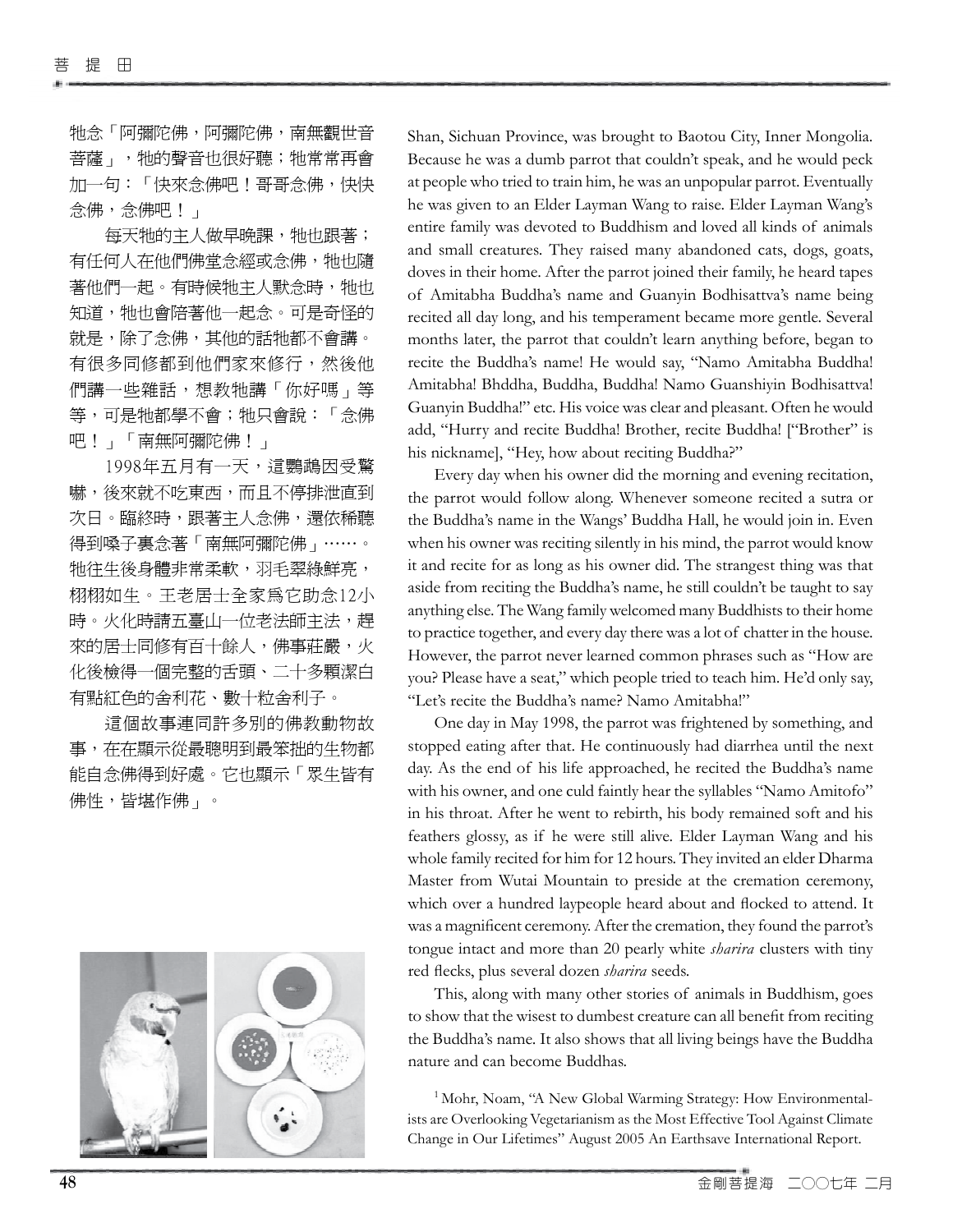牠念「阿彌陀佛，阿彌陀佛，南無觀世音菩薩」，牠的聲音也很好聽；牠常常再會加一句：「快來念佛吧！哥哥念佛，快快念佛，念佛吧！」

每天牠的主人做早晚課，牠也跟著；有任何人在他們佛堂念經或念佛，牠也隨著他們一起。有時候牠主人默念時，牠也知道，牠也會陪著他一起念。可是奇怪的就是，除了念佛，其他的話牠都不會講。有很多同修都到他們家來修行，然後他們講一些雜話，想教牠講「你好嗎」等等，可是牠都學不會；牠只會說：「念佛吧！」「南無阿彌陀佛！」

1998年五月有一天，這鸚鵡因受驚嚇，後來就不吃東西，而且不停排泄直到次日。臨終時，跟著主人念佛，還依稀聽得到嗓子裏念著「南無阿彌陀佛」……。牠往生後身體非常柔軟，羽毛翠綠鮮亮，栩栩如生。王老居士全家為它助念12小時。火化時請五臺山一位老法師主法，趕來的居士同修有百十餘人，佛事莊嚴，火化後檢得一個完整的舌頭、二十多顆潔白有點紅色的舍利花、數十粒舍利子。

這個故事連同許多別的佛教動物故事，在在顯示從最聰明到最笨拙的生物都能自念佛得到好處。它也顯示「眾生皆有佛性，皆堪作佛」。

Shan, Sichuan Province, was brought to Baotou City, Inner Mongolia. Because he was a dumb parrot that couldn't speak, and he would peck at people who tried to train him, he was an unpopular parrot. Eventually he was given to an Elder Layman Wang to raise. Elder Layman Wang's entire family was devoted to Buddhism and loved all kinds of animals and small creatures. They raised many abandoned cats, dogs, goats, doves in their home. After the parrot joined their family, he heard tapes of Amitabha Buddha's name and Guanyin Bodhisattva's name being recited all day long, and his temperament became more gentle. Several months later, the parrot that couldn't learn anything before, began to recite the Buddha's name! He would say, "Namo Amitabha Buddha! Amitabha! Bhddha, Buddha, Buddha! Namo Guanshiyin Bodhisattva! Guanyin Buddha!" etc. His voice was clear and pleasant. Often he would add, "Hurry and recite Buddha! Brother, recite Buddha! ["Brother" is his nickname], "Hey, how about reciting Buddha?"

Every day when his owner did the morning and evening recitation, the parrot would follow along. Whenever someone recited a sutra or the Buddha's name in the Wangs' Buddha Hall, he would join in. Even when his owner was reciting silently in his mind, the parrot would know it and recite for as long as his owner did. The strangest thing was that aside from reciting the Buddha's name, he still couldn't be taught to say anything else. The Wang family welcomed many Buddhists to their home to practice together, and every day there was a lot of chatter in the house. However, the parrot never learned common phrases such as "How are you? Please have a seat," which people tried to teach him. He'd only say, "Let's recite the Buddha's name? Namo Amitabha!"

One day in May 1998, the parrot was frightened by something, and stopped eating after that. He continuously had diarrhea until the next day. As the end of his life approached, he recited the Buddha's name with his owner, and one culd faintly hear the syllables "Namo Amitofo" in his throat. After he went to rebirth, his body remained soft and his feathers glossy, as if he were still alive. Elder Layman Wang and his whole family recited for him for 12 hours. They invited an elder Dharma Master from Wutai Mountain to preside at the cremation ceremony, which over a hundred laypeople heard about and flocked to attend. It was a magnificent ceremony. After the cremation, they found the parrot's tongue intact and more than 20 pearly white *sharira* clusters with tiny red flecks, plus several dozen *sharira* seeds.

This, along with many other stories of animals in Buddhism, goes to show that the wisest to dumbest creature can all benefit from reciting the Buddha's name. It also shows that all living beings have the Buddha nature and can become Buddhas.

[1] Mohr, Noam, "A New Global Warming Strategy: How Environmentalists are Overlooking Vegetarianism as the Most Effective Tool Against Climate Change in Our Lifetimes" August 2005 An Earthsave International Report.